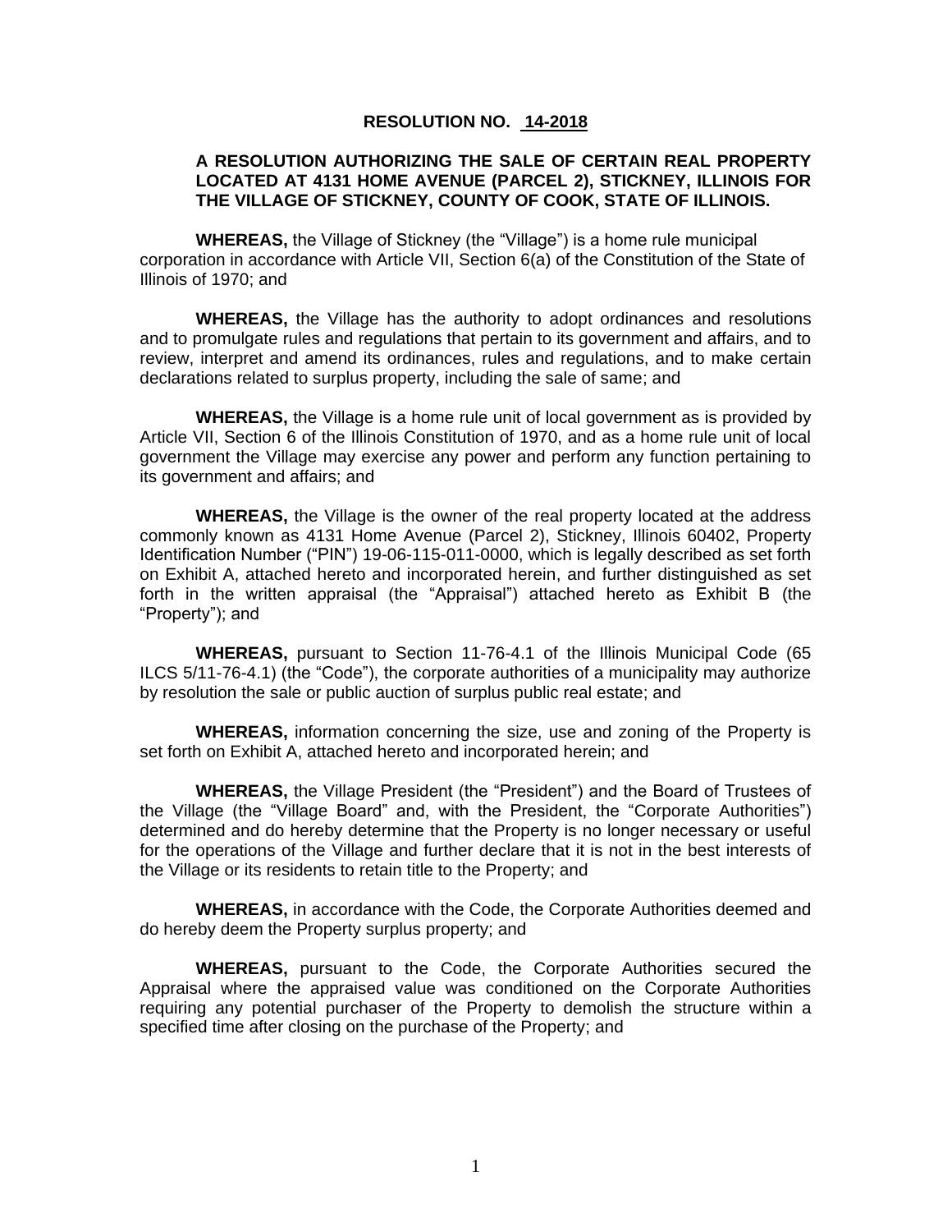**RESOLUTION NO. 14-2018**

**A RESOLUTION AUTHORIZING THE SALE OF CERTAIN REAL PROPERTY LOCATED AT 4131 HOME AVENUE (PARCEL 2), STICKNEY, ILLINOIS FOR THE VILLAGE OF STICKNEY, COUNTY OF COOK, STATE OF ILLINOIS.**

**WHEREAS,** the Village of Stickney (the "Village") is a home rule municipal corporation in accordance with Article VII, Section 6(a) of the Constitution of the State of Illinois of 1970; and

**WHEREAS,** the Village has the authority to adopt ordinances and resolutions and to promulgate rules and regulations that pertain to its government and affairs, and to review, interpret and amend its ordinances, rules and regulations, and to make certain declarations related to surplus property, including the sale of same; and

**WHEREAS,** the Village is a home rule unit of local government as is provided by Article VII, Section 6 of the Illinois Constitution of 1970, and as a home rule unit of local government the Village may exercise any power and perform any function pertaining to its government and affairs; and

**WHEREAS,** the Village is the owner of the real property located at the address commonly known as 4131 Home Avenue (Parcel 2), Stickney, Illinois 60402, Property Identification Number ("PIN") 19-06-115-011-0000, which is legally described as set forth on Exhibit A, attached hereto and incorporated herein, and further distinguished as set forth in the written appraisal (the "Appraisal") attached hereto as Exhibit B (the "Property"); and

**WHEREAS,** pursuant to Section 11-76-4.1 of the Illinois Municipal Code (65 ILCS 5/11-76-4.1) (the "Code"), the corporate authorities of a municipality may authorize by resolution the sale or public auction of surplus public real estate; and

**WHEREAS,** information concerning the size, use and zoning of the Property is set forth on Exhibit A, attached hereto and incorporated herein; and

**WHEREAS,** the Village President (the "President") and the Board of Trustees of the Village (the "Village Board" and, with the President, the "Corporate Authorities") determined and do hereby determine that the Property is no longer necessary or useful for the operations of the Village and further declare that it is not in the best interests of the Village or its residents to retain title to the Property; and

**WHEREAS,** in accordance with the Code, the Corporate Authorities deemed and do hereby deem the Property surplus property; and

**WHEREAS,** pursuant to the Code, the Corporate Authorities secured the Appraisal where the appraised value was conditioned on the Corporate Authorities requiring any potential purchaser of the Property to demolish the structure within a specified time after closing on the purchase of the Property; and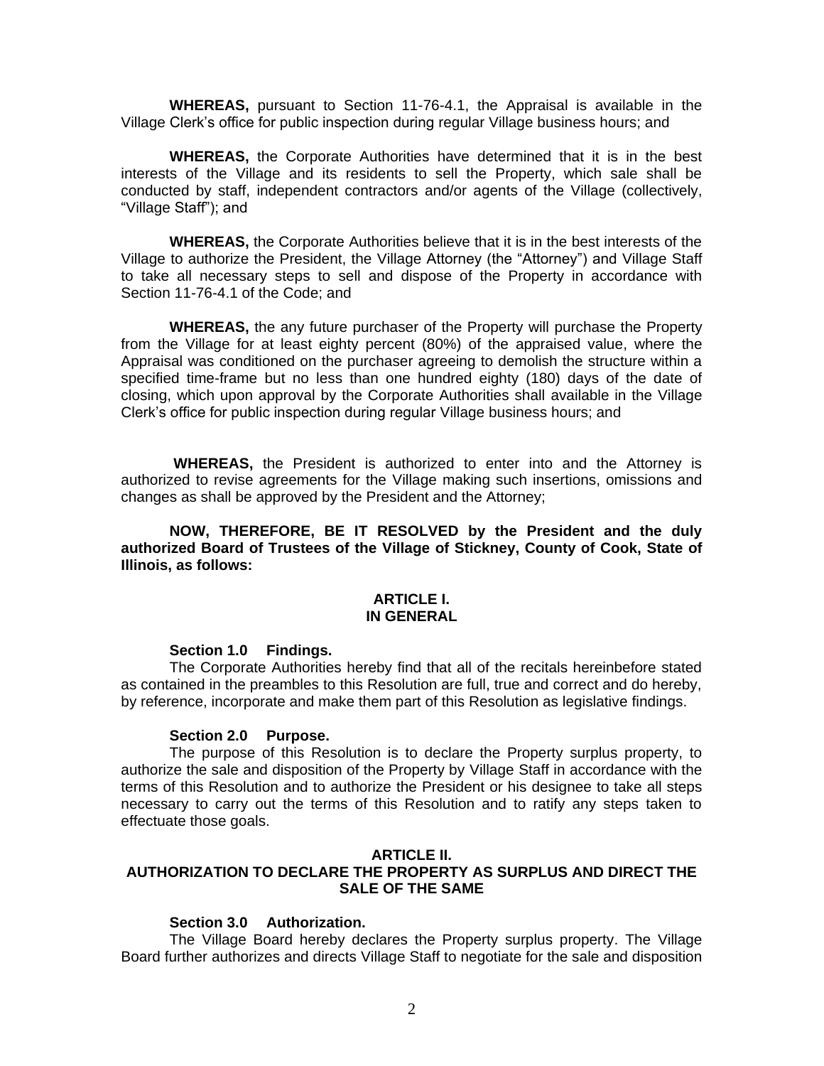**WHEREAS,** pursuant to Section 11-76-4.1, the Appraisal is available in the Village Clerk's office for public inspection during regular Village business hours; and

**WHEREAS,** the Corporate Authorities have determined that it is in the best interests of the Village and its residents to sell the Property, which sale shall be conducted by staff, independent contractors and/or agents of the Village (collectively, "Village Staff"); and

**WHEREAS,** the Corporate Authorities believe that it is in the best interests of the Village to authorize the President, the Village Attorney (the "Attorney") and Village Staff to take all necessary steps to sell and dispose of the Property in accordance with Section 11-76-4.1 of the Code; and

**WHEREAS,** the any future purchaser of the Property will purchase the Property from the Village for at least eighty percent (80%) of the appraised value, where the Appraisal was conditioned on the purchaser agreeing to demolish the structure within a specified time-frame but no less than one hundred eighty (180) days of the date of closing, which upon approval by the Corporate Authorities shall available in the Village Clerk's office for public inspection during regular Village business hours; and

**WHEREAS,** the President is authorized to enter into and the Attorney is authorized to revise agreements for the Village making such insertions, omissions and changes as shall be approved by the President and the Attorney;

**NOW, THEREFORE, BE IT RESOLVED by the President and the duly authorized Board of Trustees of the Village of Stickney, County of Cook, State of Illinois, as follows:**

## ARTICLE I. IN GENERAL

**Section 1.0 Findings.**

The Corporate Authorities hereby find that all of the recitals hereinbefore stated as contained in the preambles to this Resolution are full, true and correct and do hereby, by reference, incorporate and make them part of this Resolution as legislative findings.

**Section 2.0 Purpose.**

The purpose of this Resolution is to declare the Property surplus property, to authorize the sale and disposition of the Property by Village Staff in accordance with the terms of this Resolution and to authorize the President or his designee to take all steps necessary to carry out the terms of this Resolution and to ratify any steps taken to effectuate those goals.

## ARTICLE II. AUTHORIZATION TO DECLARE THE PROPERTY AS SURPLUS AND DIRECT THE SALE OF THE SAME

**Section 3.0 Authorization.**

The Village Board hereby declares the Property surplus property. The Village Board further authorizes and directs Village Staff to negotiate for the sale and disposition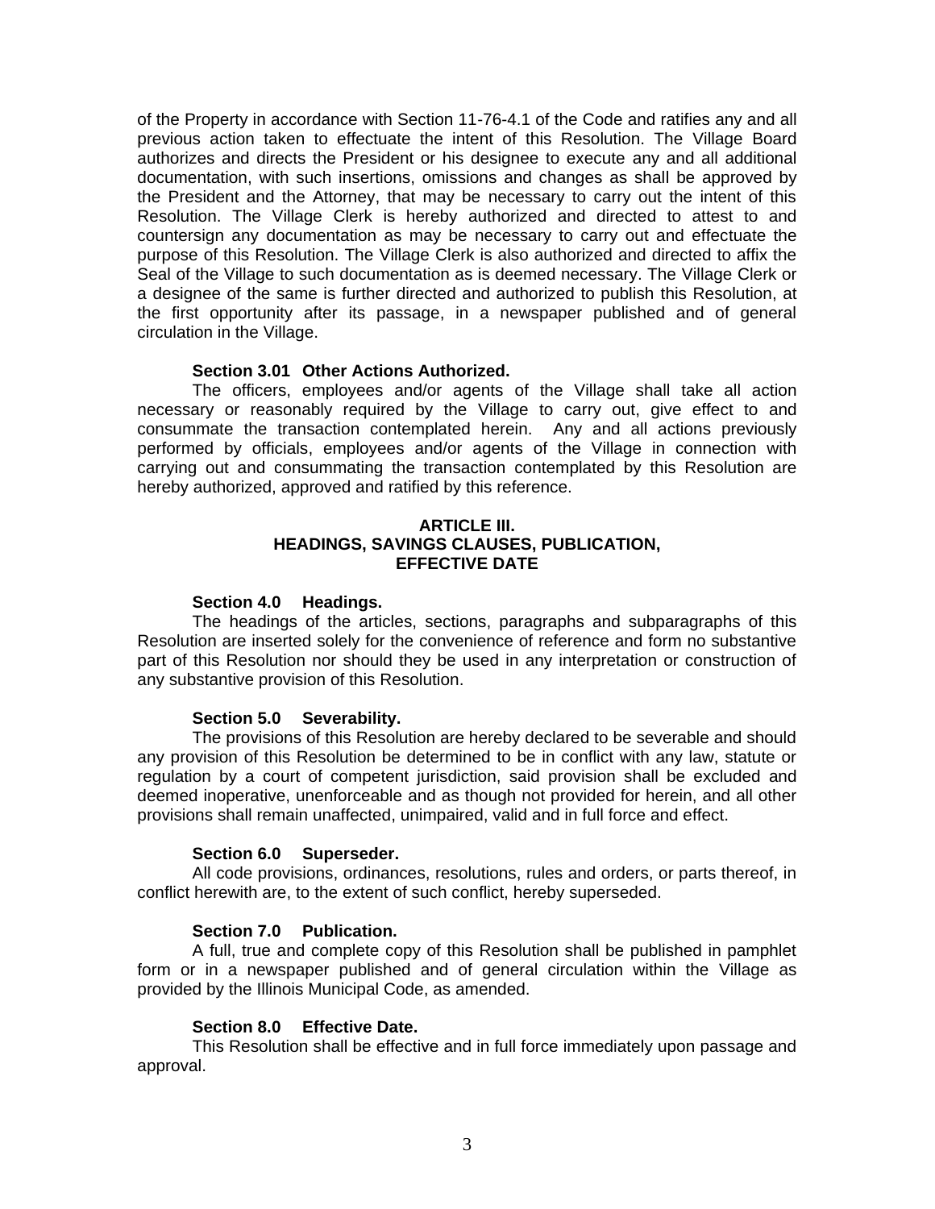of the Property in accordance with Section 11-76-4.1 of the Code and ratifies any and all previous action taken to effectuate the intent of this Resolution. The Village Board authorizes and directs the President or his designee to execute any and all additional documentation, with such insertions, omissions and changes as shall be approved by the President and the Attorney, that may be necessary to carry out the intent of this Resolution. The Village Clerk is hereby authorized and directed to attest to and countersign any documentation as may be necessary to carry out and effectuate the purpose of this Resolution. The Village Clerk is also authorized and directed to affix the Seal of the Village to such documentation as is deemed necessary. The Village Clerk or a designee of the same is further directed and authorized to publish this Resolution, at the first opportunity after its passage, in a newspaper published and of general circulation in the Village.

**Section 3.01 Other Actions Authorized.**

The officers, employees and/or agents of the Village shall take all action necessary or reasonably required by the Village to carry out, give effect to and consummate the transaction contemplated herein. Any and all actions previously performed by officials, employees and/or agents of the Village in connection with carrying out and consummating the transaction contemplated by this Resolution are hereby authorized, approved and ratified by this reference.

**ARTICLE III.**
**HEADINGS, SAVINGS CLAUSES, PUBLICATION, EFFECTIVE DATE**

**Section 4.0 Headings.**

The headings of the articles, sections, paragraphs and subparagraphs of this Resolution are inserted solely for the convenience of reference and form no substantive part of this Resolution nor should they be used in any interpretation or construction of any substantive provision of this Resolution.

**Section 5.0 Severability.**

The provisions of this Resolution are hereby declared to be severable and should any provision of this Resolution be determined to be in conflict with any law, statute or regulation by a court of competent jurisdiction, said provision shall be excluded and deemed inoperative, unenforceable and as though not provided for herein, and all other provisions shall remain unaffected, unimpaired, valid and in full force and effect.

**Section 6.0 Superseder.**

All code provisions, ordinances, resolutions, rules and orders, or parts thereof, in conflict herewith are, to the extent of such conflict, hereby superseded.

**Section 7.0 Publication.**

A full, true and complete copy of this Resolution shall be published in pamphlet form or in a newspaper published and of general circulation within the Village as provided by the Illinois Municipal Code, as amended.

**Section 8.0 Effective Date.**

This Resolution shall be effective and in full force immediately upon passage and approval.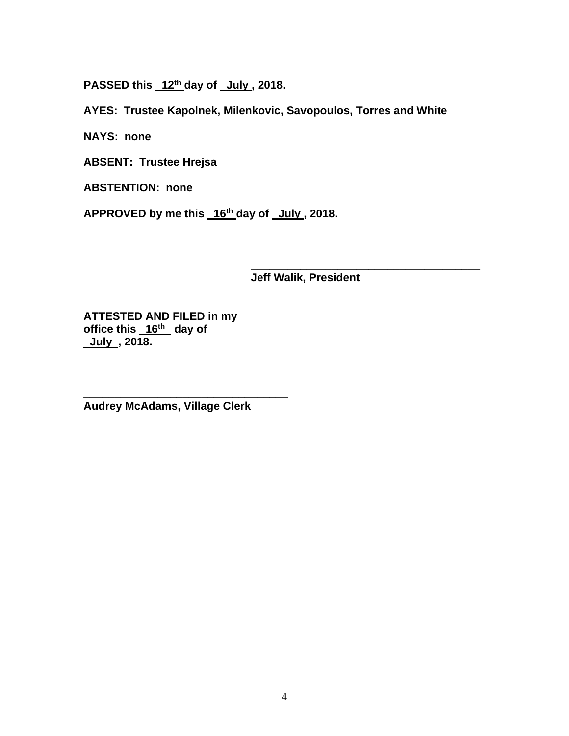**PASSED this 12th day of July, 2018.**

**AYES: Trustee Kapolnek, Milenkovic, Savopoulos, Torres and White**

**NAYS: none**

**ABSENT: Trustee Hrejsa**

**ABSTENTION: none**

**APPROVED by me this 16th day of July, 2018.**

\_\_\_\_\_\_\_\_\_\_\_\_\_\_\_\_\_\_\_\_\_\_\_\_\_\_\_\_\_\_\_\_\_\_\_\_\_\_\_\_
**Jeff Walik, President**

**ATTESTED AND FILED in my office this 16th day of July, 2018.**

\_\_\_\_\_\_\_\_\_\_\_\_\_\_\_\_\_\_\_\_\_\_\_\_\_\_\_\_\_\_\_\_\_\_\_\_
**Audrey McAdams, Village Clerk**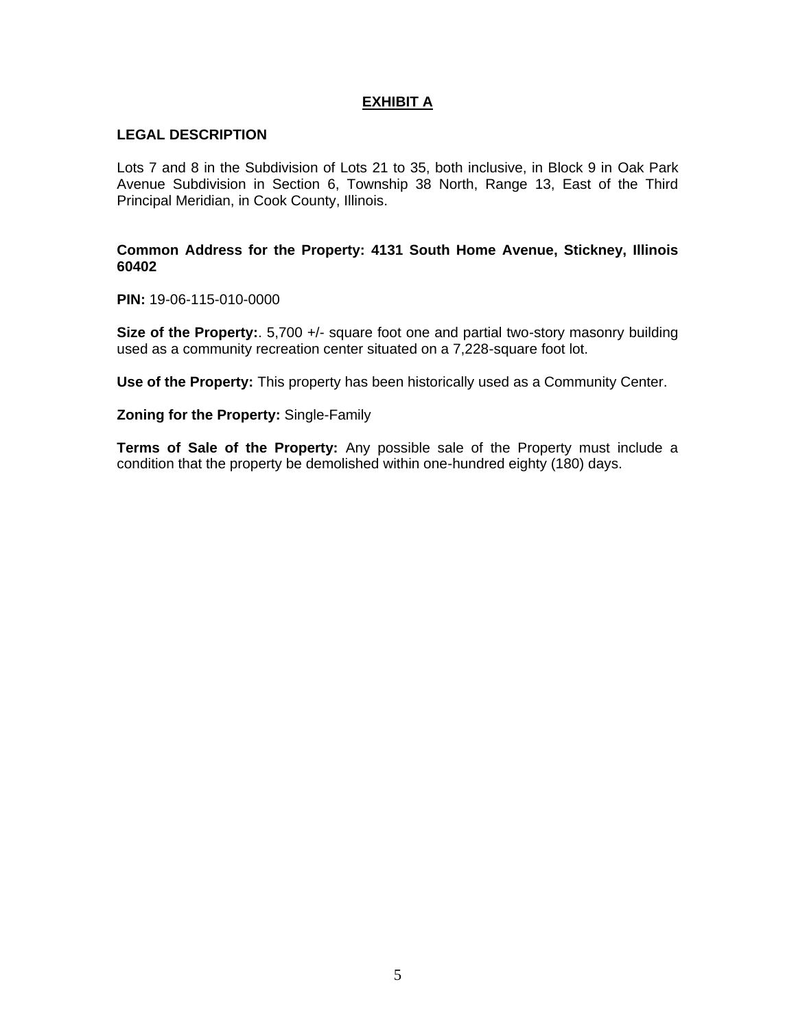# EXHIBIT A

## LEGAL DESCRIPTION

Lots 7 and 8 in the Subdivision of Lots 21 to 35, both inclusive, in Block 9 in Oak Park Avenue Subdivision in Section 6, Township 38 North, Range 13, East of the Third Principal Meridian, in Cook County, Illinois.

**Common Address for the Property: 4131 South Home Avenue, Stickney, Illinois 60402**

**PIN:** 19-06-115-010-0000

**Size of the Property:**. 5,700 +/- square foot one and partial two-story masonry building used as a community recreation center situated on a 7,228-square foot lot.

**Use of the Property:** This property has been historically used as a Community Center.

**Zoning for the Property:** Single-Family

**Terms of Sale of the Property:** Any possible sale of the Property must include a condition that the property be demolished within one-hundred eighty (180) days.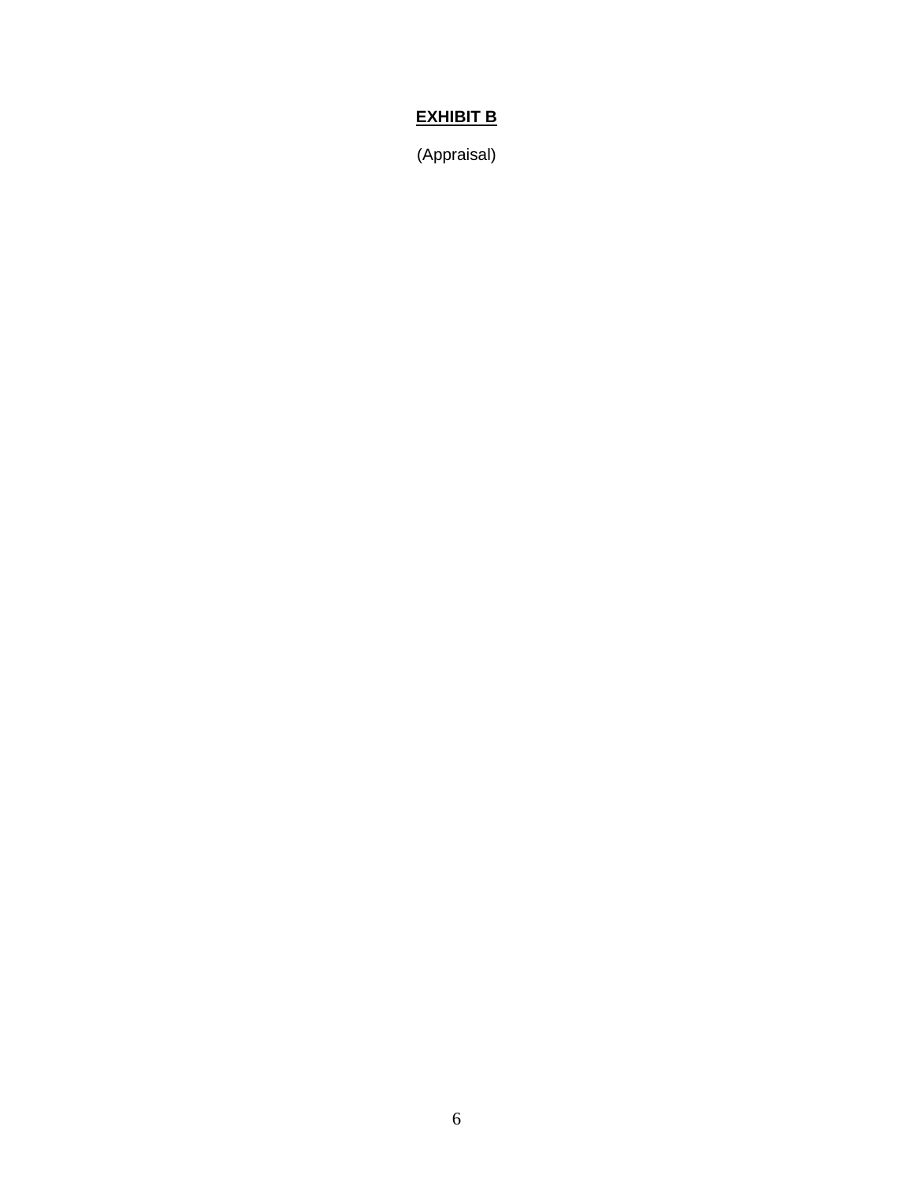**EXHIBIT B**

(Appraisal)